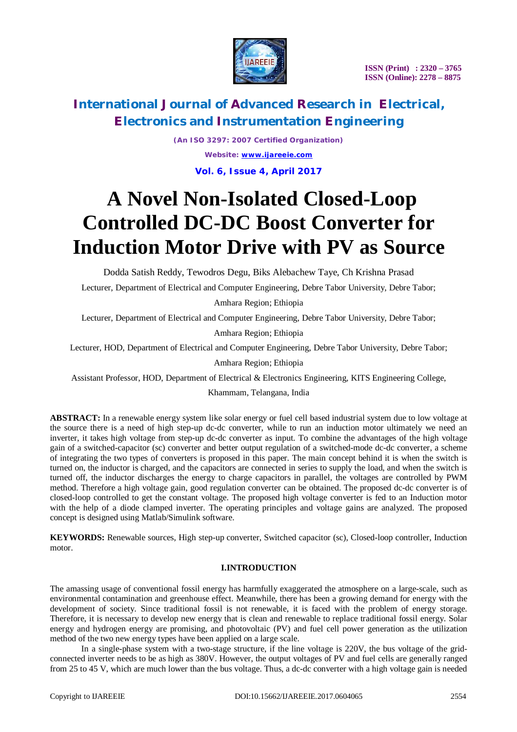ISSN (Print) : 2320 – 3765
ISSN (Online): 2278 – 8875

# International Journal of Advanced Research in Electrical, Electronics and Instrumentation Engineering

*(An ISO 3297: 2007 Certified Organization)*

*Website: www.ijareeie.com*

**Vol. 6, Issue 4, April 2017**

# A Novel Non-Isolated Closed-Loop Controlled DC-DC Boost Converter for Induction Motor Drive with PV as Source

Dodda Satish Reddy, Tewodros Degu, Biks Alebachew Taye, Ch Krishna Prasad

Lecturer, Department of Electrical and Computer Engineering, Debre Tabor University, Debre Tabor; Amhara Region; Ethiopia

Lecturer, Department of Electrical and Computer Engineering, Debre Tabor University, Debre Tabor; Amhara Region; Ethiopia

Lecturer, HOD, Department of Electrical and Computer Engineering, Debre Tabor University, Debre Tabor; Amhara Region; Ethiopia

Assistant Professor, HOD, Department of Electrical & Electronics Engineering, KITS Engineering College, Khammam, Telangana, India

**ABSTRACT:** In a renewable energy system like solar energy or fuel cell based industrial system due to low voltage at the source there is a need of high step-up dc-dc converter, while to run an induction motor ultimately we need an inverter, it takes high voltage from step-up dc-dc converter as input. To combine the advantages of the high voltage gain of a switched-capacitor (sc) converter and better output regulation of a switched-mode dc-dc converter, a scheme of integrating the two types of converters is proposed in this paper. The main concept behind it is when the switch is turned on, the inductor is charged, and the capacitors are connected in series to supply the load, and when the switch is turned off, the inductor discharges the energy to charge capacitors in parallel, the voltages are controlled by PWM method. Therefore a high voltage gain, good regulation converter can be obtained. The proposed dc-dc converter is of closed-loop controlled to get the constant voltage. The proposed high voltage converter is fed to an Induction motor with the help of a diode clamped inverter. The operating principles and voltage gains are analyzed. The proposed concept is designed using Matlab/Simulink software.

**KEYWORDS:** Renewable sources, High step-up converter, Switched capacitor (sc), Closed-loop controller, Induction motor.

## I.INTRODUCTION

The amassing usage of conventional fossil energy has harmfully exaggerated the atmosphere on a large-scale, such as environmental contamination and greenhouse effect. Meanwhile, there has been a growing demand for energy with the development of society. Since traditional fossil is not renewable, it is faced with the problem of energy storage. Therefore, it is necessary to develop new energy that is clean and renewable to replace traditional fossil energy. Solar energy and hydrogen energy are promising, and photovoltaic (PV) and fuel cell power generation as the utilization method of the two new energy types have been applied on a large scale.

In a single-phase system with a two-stage structure, if the line voltage is 220V, the bus voltage of the grid-connected inverter needs to be as high as 380V. However, the output voltages of PV and fuel cells are generally ranged from 25 to 45 V, which are much lower than the bus voltage. Thus, a dc-dc converter with a high voltage gain is needed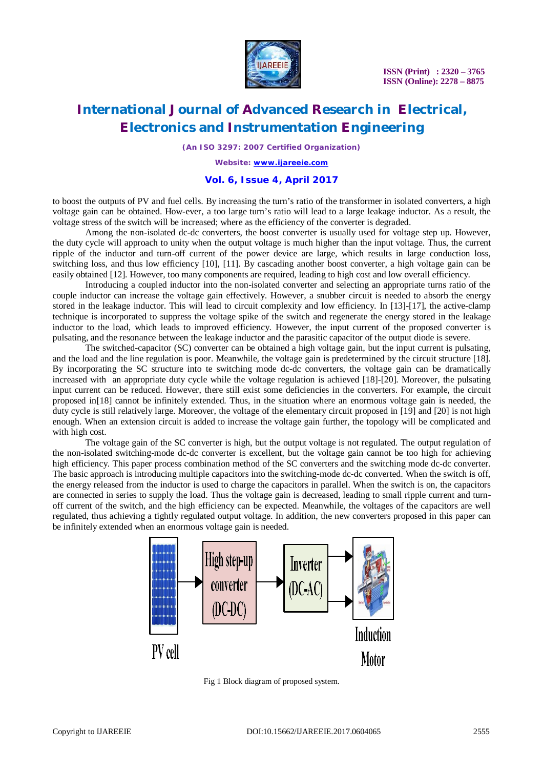to boost the outputs of PV and fuel cells. By increasing the turn's ratio of the transformer in isolated converters, a high voltage gain can be obtained. How-ever, a too large turn's ratio will lead to a large leakage inductor. As a result, the voltage stress of the switch will be increased; where as the efficiency of the converter is degraded.

Among the non-isolated dc-dc converters, the boost converter is usually used for voltage step up. However, the duty cycle will approach to unity when the output voltage is much higher than the input voltage. Thus, the current ripple of the inductor and turn-off current of the power device are large, which results in large conduction loss, switching loss, and thus low efficiency [10], [11]. By cascading another boost converter, a high voltage gain can be easily obtained [12]. However, too many components are required, leading to high cost and low overall efficiency.

Introducing a coupled inductor into the non-isolated converter and selecting an appropriate turns ratio of the couple inductor can increase the voltage gain effectively. However, a snubber circuit is needed to absorb the energy stored in the leakage inductor. This will lead to circuit complexity and low efficiency. In [13]-[17], the active-clamp technique is incorporated to suppress the voltage spike of the switch and regenerate the energy stored in the leakage inductor to the load, which leads to improved efficiency. However, the input current of the proposed converter is pulsating, and the resonance between the leakage inductor and the parasitic capacitor of the output diode is severe.

The switched-capacitor (SC) converter can be obtained a high voltage gain, but the input current is pulsating, and the load and the line regulation is poor. Meanwhile, the voltage gain is predetermined by the circuit structure [18]. By incorporating the SC structure into te switching mode dc-dc converters, the voltage gain can be dramatically increased with an appropriate duty cycle while the voltage regulation is achieved [18]-[20]. Moreover, the pulsating input current can be reduced. However, there still exist some deficiencies in the converters. For example, the circuit proposed in[18] cannot be infinitely extended. Thus, in the situation where an enormous voltage gain is needed, the duty cycle is still relatively large. Moreover, the voltage of the elementary circuit proposed in [19] and [20] is not high enough. When an extension circuit is added to increase the voltage gain further, the topology will be complicated and with high cost.

The voltage gain of the SC converter is high, but the output voltage is not regulated. The output regulation of the non-isolated switching-mode dc-dc converter is excellent, but the voltage gain cannot be too high for achieving high efficiency. This paper process combination method of the SC converters and the switching mode dc-dc converter. The basic approach is introducing multiple capacitors into the switching-mode dc-dc converted. When the switch is off, the energy released from the inductor is used to charge the capacitors in parallel. When the switch is on, the capacitors are connected in series to supply the load. Thus the voltage gain is decreased, leading to small ripple current and turn-off current of the switch, and the high efficiency can be expected. Meanwhile, the voltages of the capacitors are well regulated, thus achieving a tightly regulated output voltage. In addition, the new converters proposed in this paper can be infinitely extended when an enormous voltage gain is needed.

PV cell → High step-up converter (DC-DC) → Inverter (DC-AC) → Induction Motor

Fig 1 Block diagram of proposed system.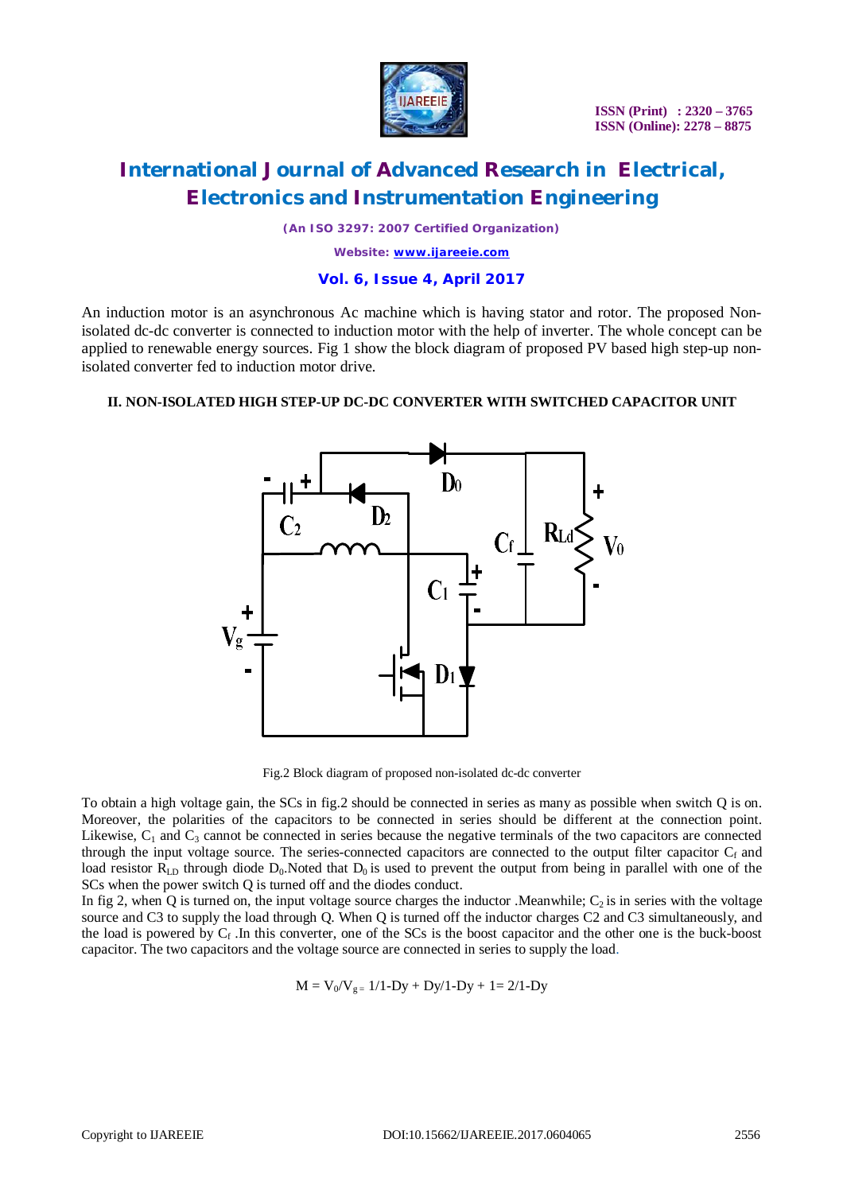An induction motor is an asynchronous Ac machine which is having stator and rotor. The proposed Non-isolated dc-dc converter is connected to induction motor with the help of inverter. The whole concept can be applied to renewable energy sources. Fig 1 show the block diagram of proposed PV based high step-up non-isolated converter fed to induction motor drive.

## II. NON-ISOLATED HIGH STEP-UP DC-DC CONVERTER WITH SWITCHED CAPACITOR UNIT

Fig.2 Block diagram of proposed non-isolated dc-dc converter

To obtain a high voltage gain, the SCs in fig.2 should be connected in series as many as possible when switch Q is on. Moreover, the polarities of the capacitors to be connected in series should be different at the connection point. Likewise, $C_1$ and $C_3$ cannot be connected in series because the negative terminals of the two capacitors are connected through the input voltage source. The series-connected capacitors are connected to the output filter capacitor $C_f$ and load resistor $R_{LD}$ through diode $D_0$.Noted that $D_0$ is used to prevent the output from being in parallel with one of the SCs when the power switch Q is turned off and the diodes conduct.

In fig 2, when Q is turned on, the input voltage source charges the inductor .Meanwhile; $C_2$ is in series with the voltage source and C3 to supply the load through Q. When Q is turned off the inductor charges C2 and C3 simultaneously, and the load is powered by $C_f$ .In this converter, one of the SCs is the boost capacitor and the other one is the buck-boost capacitor. The two capacitors and the voltage source are connected in series to supply the load.

$$M = V_0/V_g = 1/1\text{-}Dy + Dy/1\text{-}Dy + 1 = 2/1\text{-}Dy$$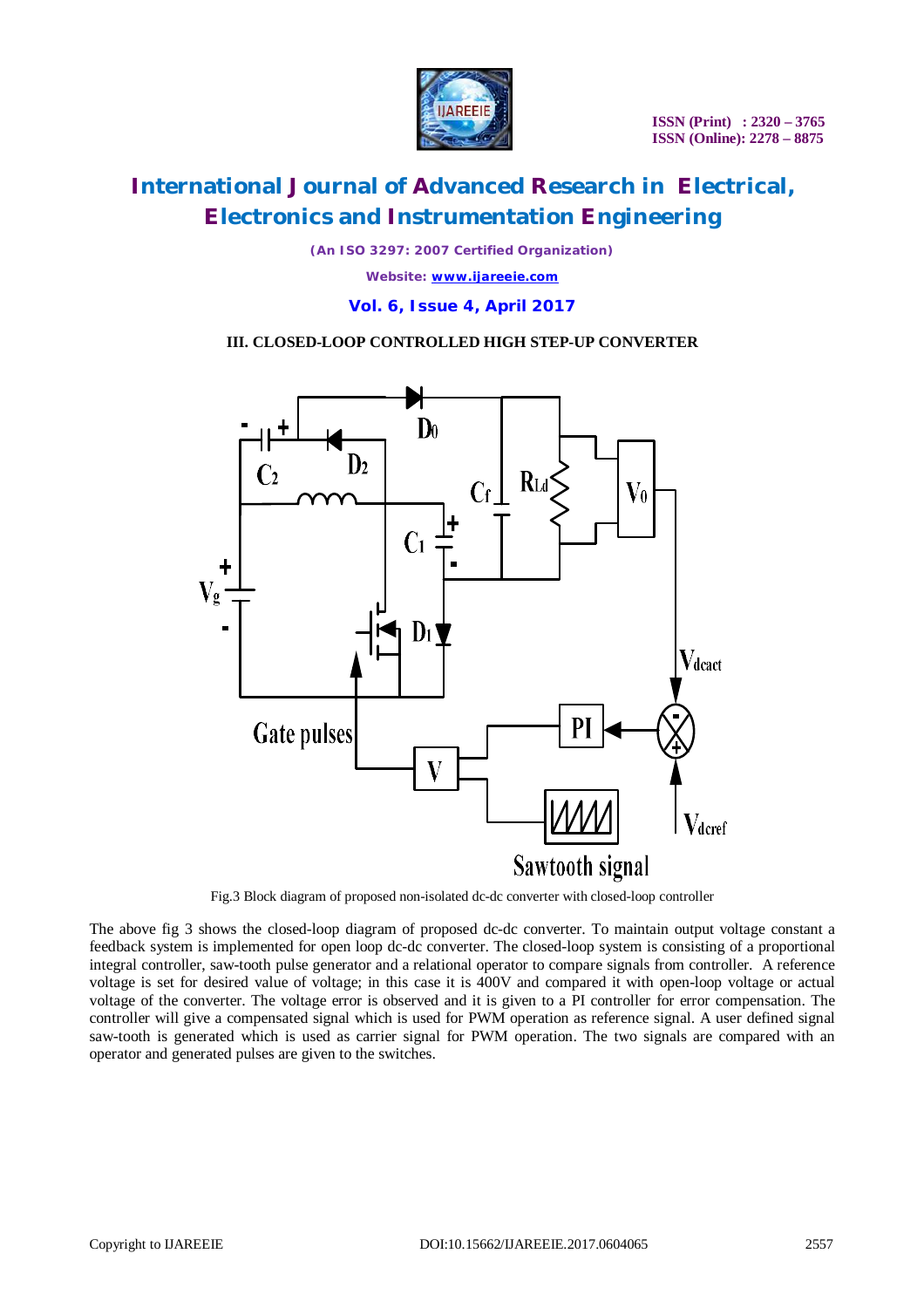### III. CLOSED-LOOP CONTROLLED HIGH STEP-UP CONVERTER

Fig.3 Block diagram of proposed non-isolated dc-dc converter with closed-loop controller

The above fig 3 shows the closed-loop diagram of proposed dc-dc converter. To maintain output voltage constant a feedback system is implemented for open loop dc-dc converter. The closed-loop system is consisting of a proportional integral controller, saw-tooth pulse generator and a relational operator to compare signals from controller. A reference voltage is set for desired value of voltage; in this case it is 400V and compared it with open-loop voltage or actual voltage of the converter. The voltage error is observed and it is given to a PI controller for error compensation. The controller will give a compensated signal which is used for PWM operation as reference signal. A user defined signal saw-tooth is generated which is used as carrier signal for PWM operation. The two signals are compared with an operator and generated pulses are given to the switches.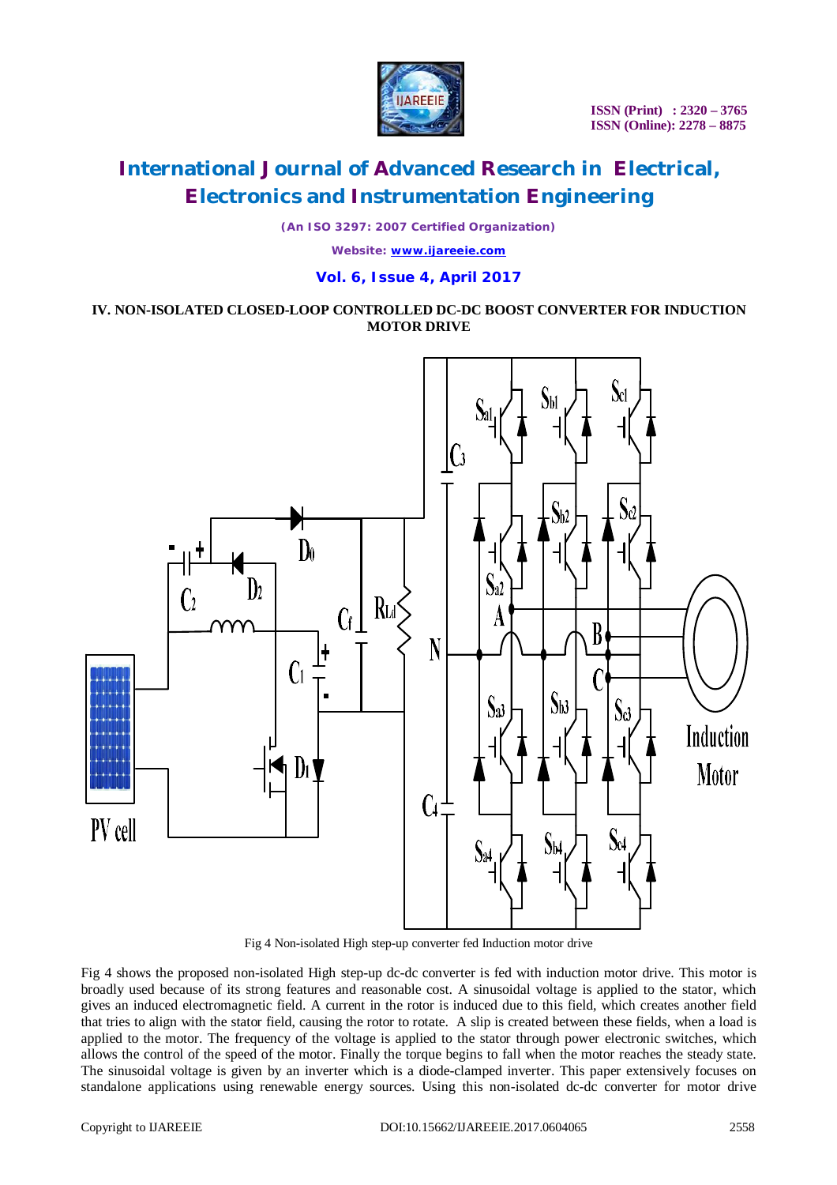## IV. NON-ISOLATED CLOSED-LOOP CONTROLLED DC-DC BOOST CONVERTER FOR INDUCTION MOTOR DRIVE

Fig 4 Non-isolated High step-up converter fed Induction motor drive

Fig 4 shows the proposed non-isolated High step-up dc-dc converter is fed with induction motor drive. This motor is broadly used because of its strong features and reasonable cost. A sinusoidal voltage is applied to the stator, which gives an induced electromagnetic field. A current in the rotor is induced due to this field, which creates another field that tries to align with the stator field, causing the rotor to rotate. A slip is created between these fields, when a load is applied to the motor. The frequency of the voltage is applied to the stator through power electronic switches, which allows the control of the speed of the motor. Finally the torque begins to fall when the motor reaches the steady state. The sinusoidal voltage is given by an inverter which is a diode-clamped inverter. This paper extensively focuses on standalone applications using renewable energy sources. Using this non-isolated dc-dc converter for motor drive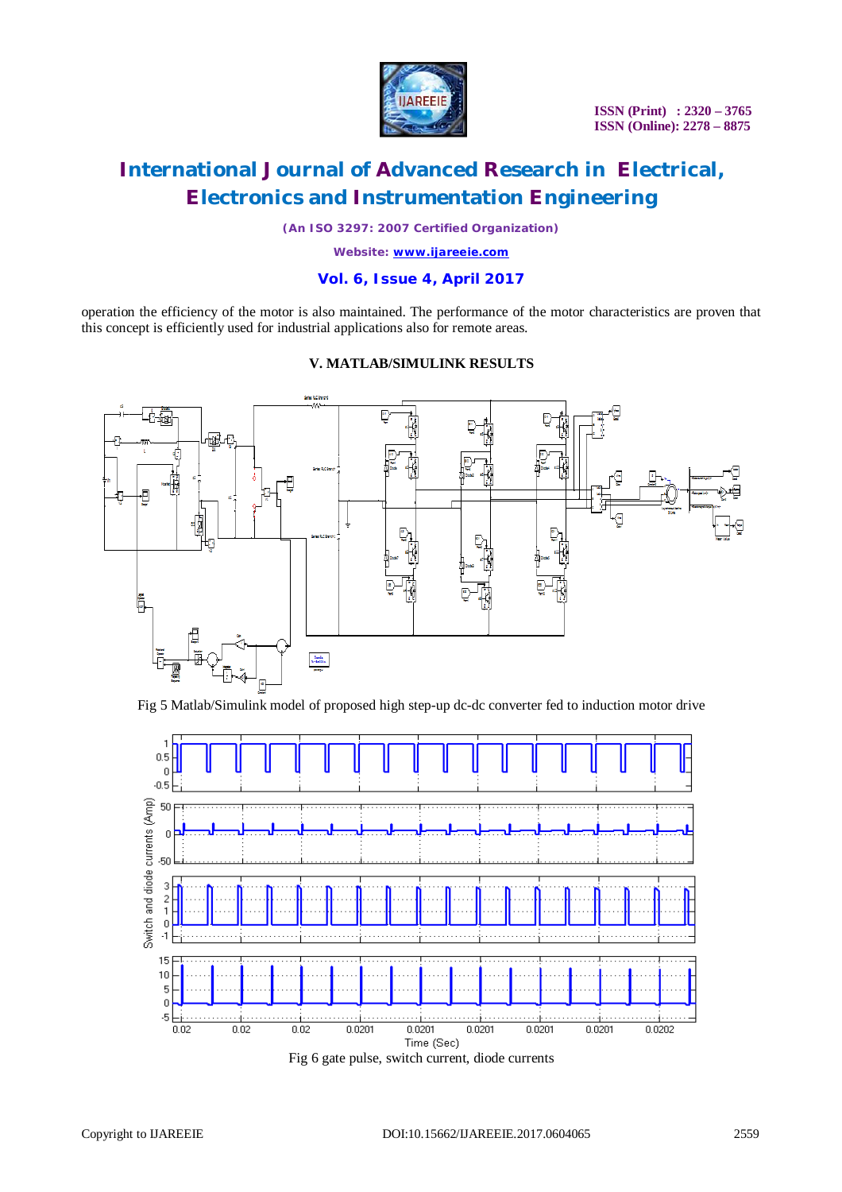operation the efficiency of the motor is also maintained. The performance of the motor characteristics are proven that this concept is efficiently used for industrial applications also for remote areas.

## V. MATLAB/SIMULINK RESULTS

Fig 5 Matlab/Simulink model of proposed high step-up dc-dc converter fed to induction motor drive

Fig 6 gate pulse, switch current, diode currents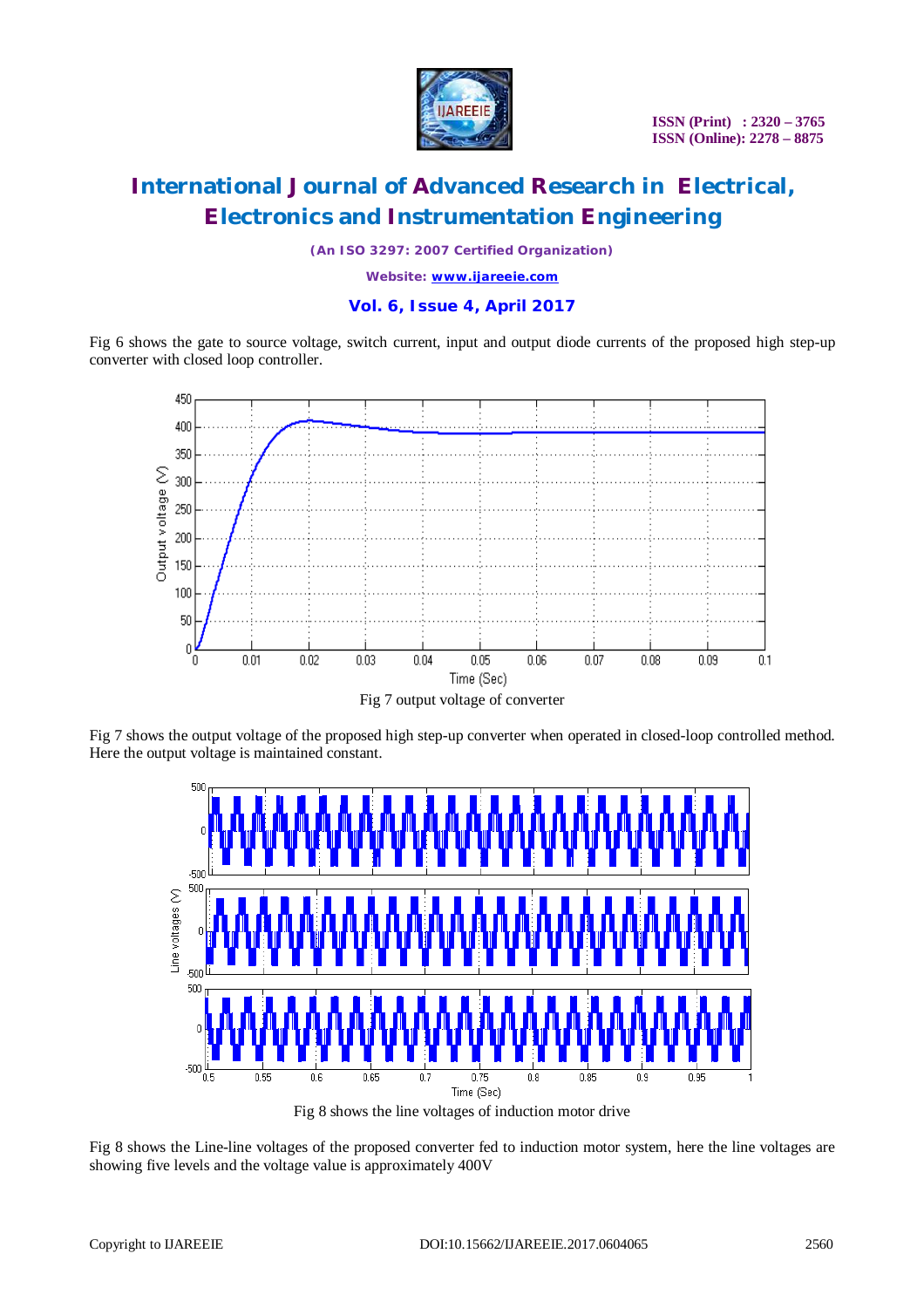Fig 6 shows the gate to source voltage, switch current, input and output diode currents of the proposed high step-up converter with closed loop controller.

Fig 7 output voltage of converter

Fig 7 shows the output voltage of the proposed high step-up converter when operated in closed-loop controlled method. Here the output voltage is maintained constant.

Fig 8 shows the line voltages of induction motor drive

Fig 8 shows the Line-line voltages of the proposed converter fed to induction motor system, here the line voltages are showing five levels and the voltage value is approximately 400V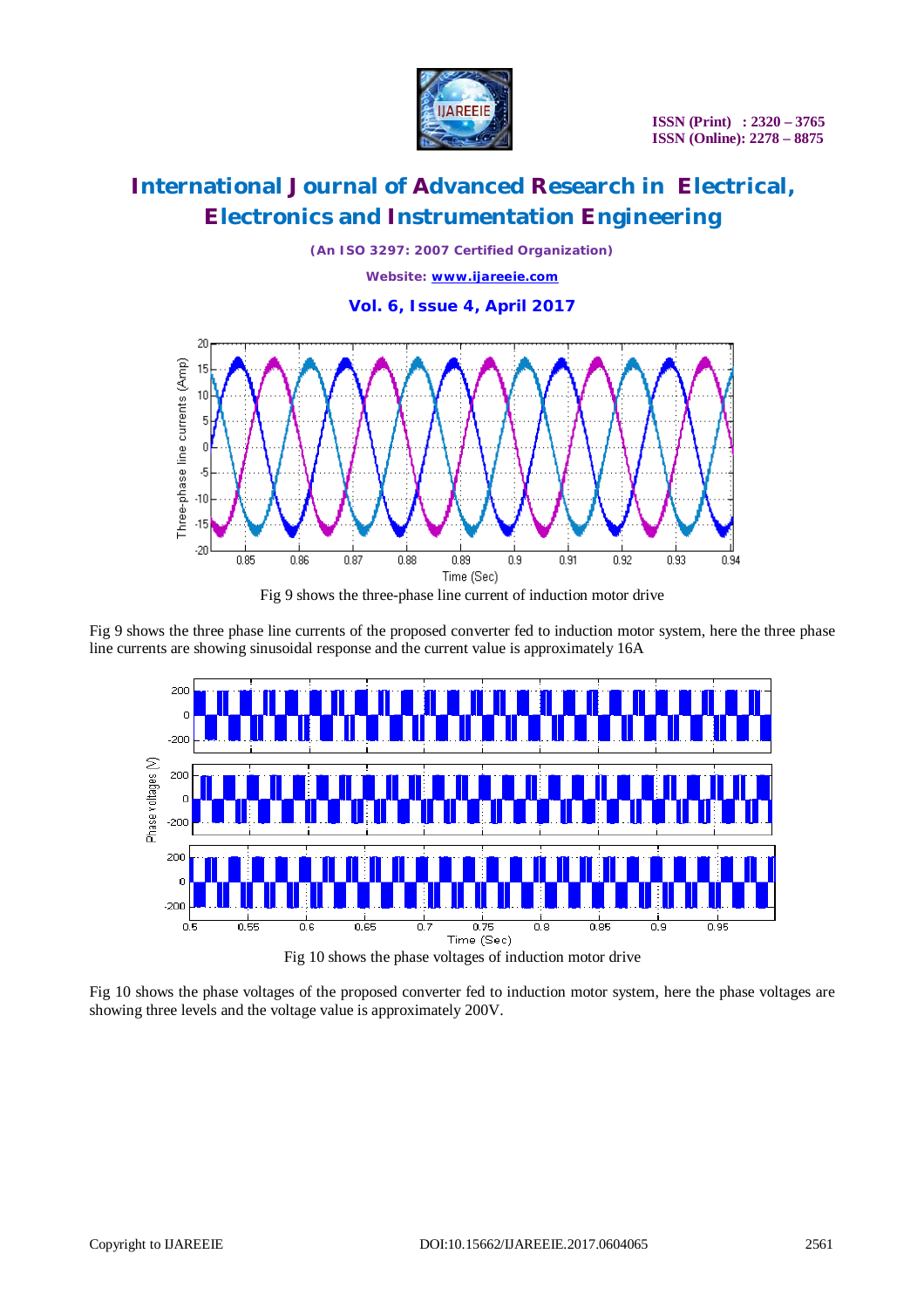Fig 9 shows the three-phase line current of induction motor drive

Fig 9 shows the three phase line currents of the proposed converter fed to induction motor system, here the three phase line currents are showing sinusoidal response and the current value is approximately 16A

Fig 10 shows the phase voltages of induction motor drive

Fig 10 shows the phase voltages of the proposed converter fed to induction motor system, here the phase voltages are showing three levels and the voltage value is approximately 200V.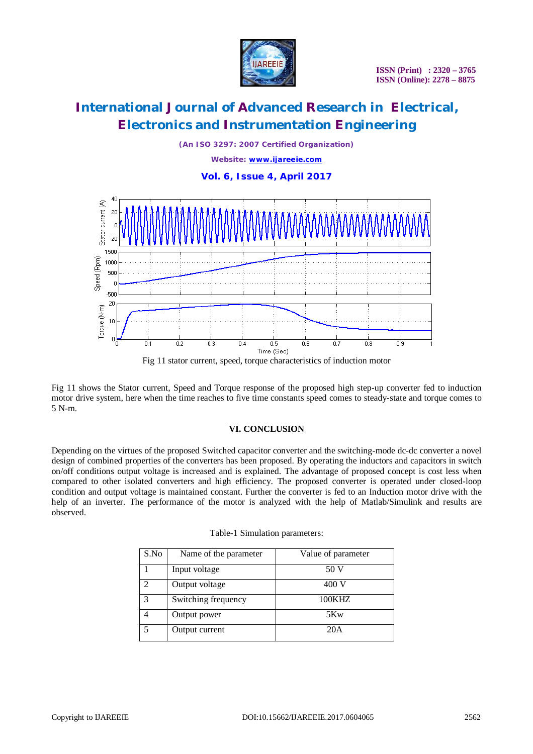Fig 11 stator current, speed, torque characteristics of induction motor

Fig 11 shows the Stator current, Speed and Torque response of the proposed high step-up converter fed to induction motor drive system, here when the time reaches to five time constants speed comes to steady-state and torque comes to 5 N-m.

## VI. CONCLUSION

Depending on the virtues of the proposed Switched capacitor converter and the switching-mode dc-dc converter a novel design of combined properties of the converters has been proposed. By operating the inductors and capacitors in switch on/off conditions output voltage is increased and is explained. The advantage of proposed concept is cost less when compared to other isolated converters and high efficiency. The proposed converter is operated under closed-loop condition and output voltage is maintained constant. Further the converter is fed to an Induction motor drive with the help of an inverter. The performance of the motor is analyzed with the help of Matlab/Simulink and results are observed.

Table-1 Simulation parameters:

| S.No | Name of the parameter | Value of parameter |
|---|---|---|
| 1 | Input voltage | 50 V |
| 2 | Output voltage | 400 V |
| 3 | Switching frequency | 100KHZ |
| 4 | Output power | 5Kw |
| 5 | Output current | 20A |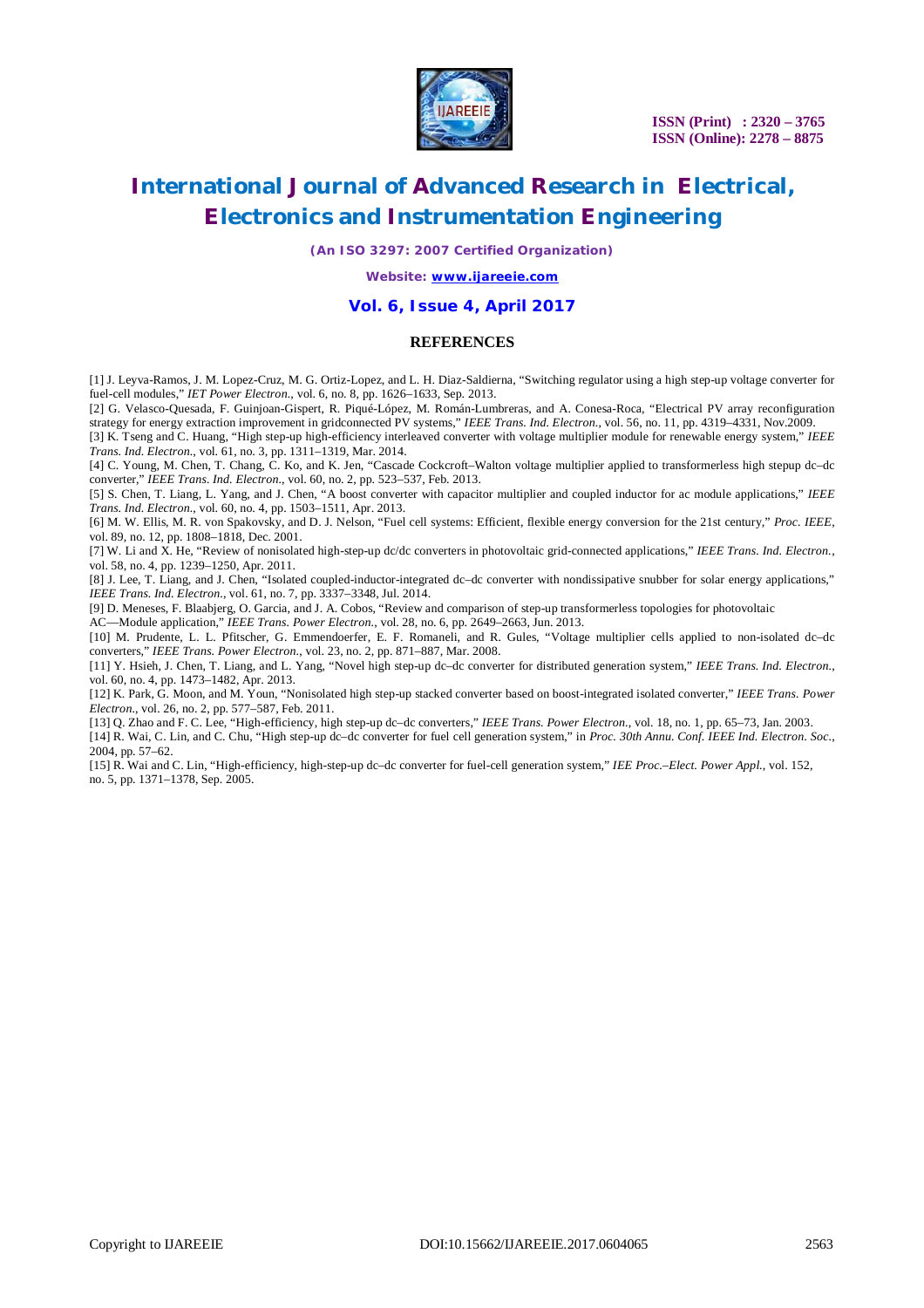## REFERENCES

[1] J. Leyva-Ramos, J. M. Lopez-Cruz, M. G. Ortiz-Lopez, and L. H. Diaz-Saldierna, "Switching regulator using a high step-up voltage converter for fuel-cell modules," *IET Power Electron.*, vol. 6, no. 8, pp. 1626–1633, Sep. 2013.

[2] G. Velasco-Quesada, F. Guinjoan-Gispert, R. Piqué-López, M. Román-Lumbreras, and A. Conesa-Roca, "Electrical PV array reconfiguration strategy for energy extraction improvement in gridconnected PV systems," *IEEE Trans. Ind. Electron.*, vol. 56, no. 11, pp. 4319–4331, Nov.2009.

[3] K. Tseng and C. Huang, "High step-up high-efficiency interleaved converter with voltage multiplier module for renewable energy system," *IEEE Trans. Ind. Electron.*, vol. 61, no. 3, pp. 1311–1319, Mar. 2014.

[4] C. Young, M. Chen, T. Chang, C. Ko, and K. Jen, "Cascade Cockcroft–Walton voltage multiplier applied to transformerless high stepup dc–dc converter," *IEEE Trans. Ind. Electron.*, vol. 60, no. 2, pp. 523–537, Feb. 2013.

[5] S. Chen, T. Liang, L. Yang, and J. Chen, "A boost converter with capacitor multiplier and coupled inductor for ac module applications," *IEEE Trans. Ind. Electron.*, vol. 60, no. 4, pp. 1503–1511, Apr. 2013.

[6] M. W. Ellis, M. R. von Spakovsky, and D. J. Nelson, "Fuel cell systems: Efficient, flexible energy conversion for the 21st century," *Proc. IEEE*, vol. 89, no. 12, pp. 1808–1818, Dec. 2001.

[7] W. Li and X. He, "Review of nonisolated high-step-up dc/dc converters in photovoltaic grid-connected applications," *IEEE Trans. Ind. Electron.*, vol. 58, no. 4, pp. 1239–1250, Apr. 2011.

[8] J. Lee, T. Liang, and J. Chen, "Isolated coupled-inductor-integrated dc–dc converter with nondissipative snubber for solar energy applications," *IEEE Trans. Ind. Electron.*, vol. 61, no. 7, pp. 3337–3348, Jul. 2014.

[9] D. Meneses, F. Blaabjerg, O. Garcia, and J. A. Cobos, "Review and comparison of step-up transformerless topologies for photovoltaic AC—Module application," *IEEE Trans. Power Electron.*, vol. 28, no. 6, pp. 2649–2663, Jun. 2013.

[10] M. Prudente, L. L. Pfitscher, G. Emmendoerfer, E. F. Romaneli, and R. Gules, "Voltage multiplier cells applied to non-isolated dc–dc converters," *IEEE Trans. Power Electron.*, vol. 23, no. 2, pp. 871–887, Mar. 2008.

[11] Y. Hsieh, J. Chen, T. Liang, and L. Yang, "Novel high step-up dc–dc converter for distributed generation system," *IEEE Trans. Ind. Electron.*, vol. 60, no. 4, pp. 1473–1482, Apr. 2013.

[12] K. Park, G. Moon, and M. Youn, "Nonisolated high step-up stacked converter based on boost-integrated isolated converter," *IEEE Trans. Power Electron.*, vol. 26, no. 2, pp. 577–587, Feb. 2011.

[13] Q. Zhao and F. C. Lee, "High-efficiency, high step-up dc–dc converters," *IEEE Trans. Power Electron.*, vol. 18, no. 1, pp. 65–73, Jan. 2003.

[14] R. Wai, C. Lin, and C. Chu, "High step-up dc–dc converter for fuel cell generation system," in *Proc. 30th Annu. Conf. IEEE Ind. Electron. Soc.*, 2004, pp. 57–62.

[15] R. Wai and C. Lin, "High-efficiency, high-step-up dc–dc converter for fuel-cell generation system," *IEE Proc.–Elect. Power Appl.*, vol. 152, no. 5, pp. 1371–1378, Sep. 2005.